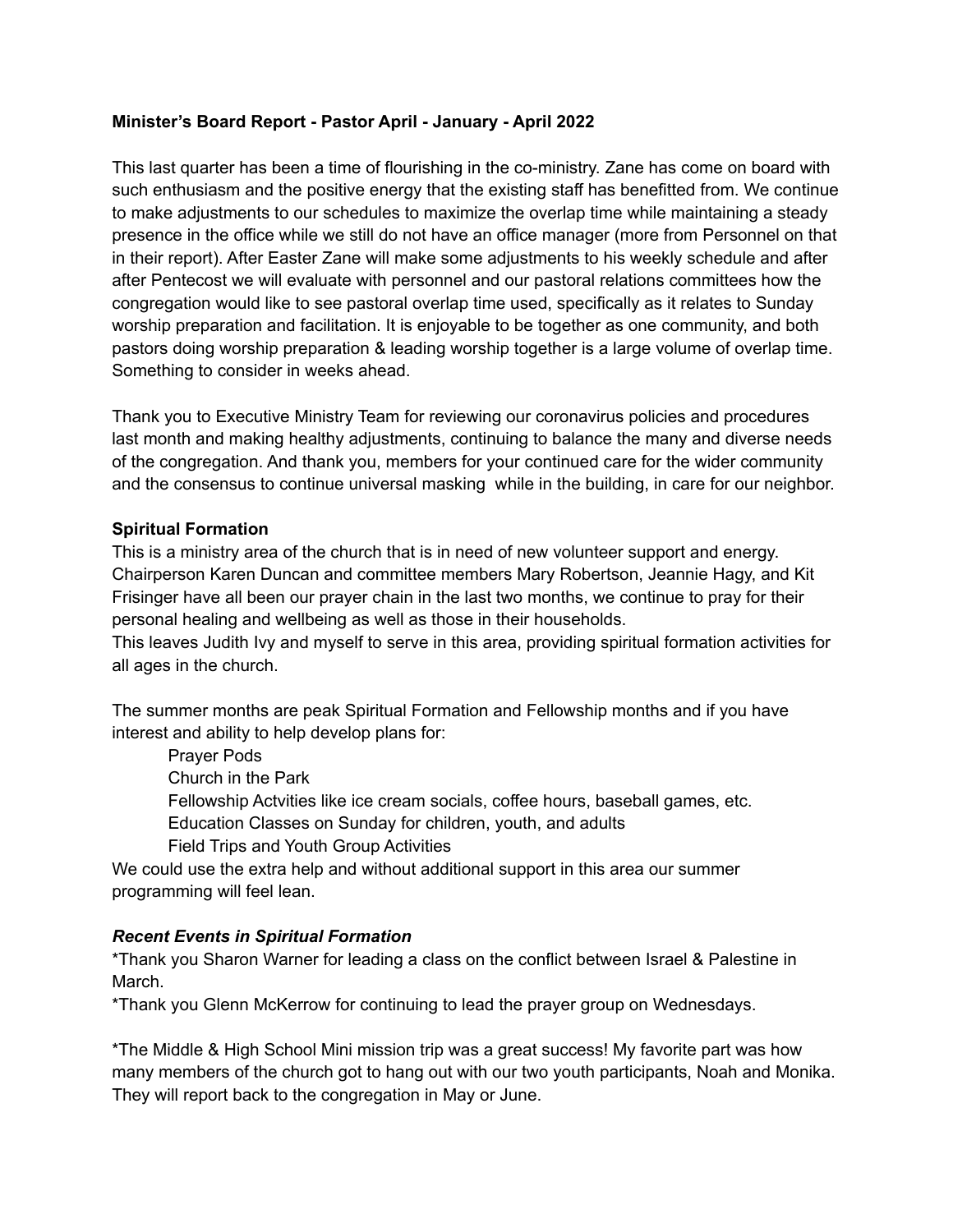**Minister's Board Report - Pastor April - January - April 2022**

This last quarter has been a time of flourishing in the co-ministry. Zane has come on board with such enthusiasm and the positive energy that the existing staff has benefitted from. We continue to make adjustments to our schedules to maximize the overlap time while maintaining a steady presence in the office while we still do not have an office manager (more from Personnel on that in their report). After Easter Zane will make some adjustments to his weekly schedule and after after Pentecost we will evaluate with personnel and our pastoral relations committees how the congregation would like to see pastoral overlap time used, specifically as it relates to Sunday worship preparation and facilitation. It is enjoyable to be together as one community, and both pastors doing worship preparation & leading worship together is a large volume of overlap time. Something to consider in weeks ahead.

Thank you to Executive Ministry Team for reviewing our coronavirus policies and procedures last month and making healthy adjustments, continuing to balance the many and diverse needs of the congregation. And thank you, members for your continued care for the wider community and the consensus to continue universal masking while in the building, in care for our neighbor.

**Spiritual Formation**

This is a ministry area of the church that is in need of new volunteer support and energy. Chairperson Karen Duncan and committee members Mary Robertson, Jeannie Hagy, and Kit Frisinger have all been our prayer chain in the last two months, we continue to pray for their personal healing and wellbeing as well as those in their households.
This leaves Judith Ivy and myself to serve in this area, providing spiritual formation activities for all ages in the church.

The summer months are peak Spiritual Formation and Fellowship months and if you have interest and ability to help develop plans for:

Prayer Pods
Church in the Park
Fellowship Actvities like ice cream socials, coffee hours, baseball games, etc.
Education Classes on Sunday for children, youth, and adults
Field Trips and Youth Group Activities

We could use the extra help and without additional support in this area our summer programming will feel lean.

***Recent Events in Spiritual Formation***

*Thank you Sharon Warner for leading a class on the conflict between Israel & Palestine in March.
*Thank you Glenn McKerrow for continuing to lead the prayer group on Wednesdays.

*The Middle & High School Mini mission trip was a great success! My favorite part was how many members of the church got to hang out with our two youth participants, Noah and Monika. They will report back to the congregation in May or June.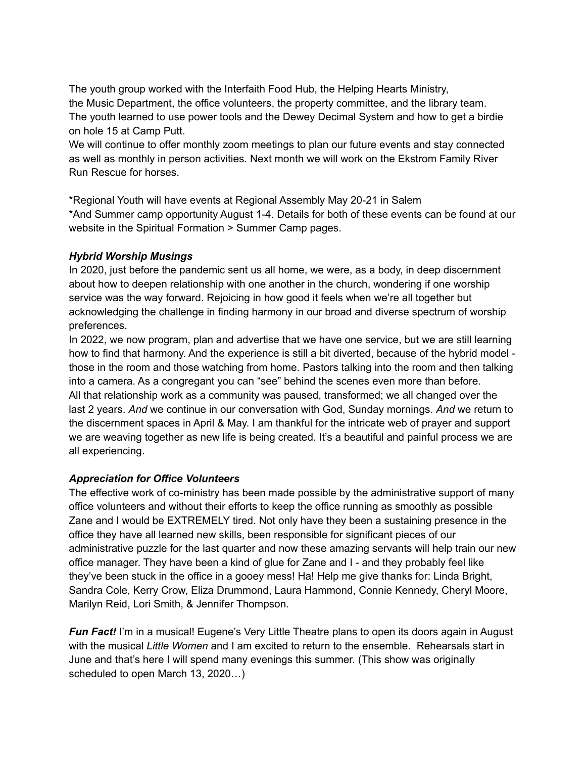The youth group worked with the Interfaith Food Hub, the Helping Hearts Ministry, the Music Department, the office volunteers, the property committee, and the library team. The youth learned to use power tools and the Dewey Decimal System and how to get a birdie on hole 15 at Camp Putt.

We will continue to offer monthly zoom meetings to plan our future events and stay connected as well as monthly in person activities. Next month we will work on the Ekstrom Family River Run Rescue for horses.

*Regional Youth will have events at Regional Assembly May 20-21 in Salem
*And Summer camp opportunity August 1-4. Details for both of these events can be found at our website in the Spiritual Formation > Summer Camp pages.

### ***Hybrid Worship Musings***

In 2020, just before the pandemic sent us all home, we were, as a body, in deep discernment about how to deepen relationship with one another in the church, wondering if one worship service was the way forward. Rejoicing in how good it feels when we're all together but acknowledging the challenge in finding harmony in our broad and diverse spectrum of worship preferences.

In 2022, we now program, plan and advertise that we have one service, but we are still learning how to find that harmony. And the experience is still a bit diverted, because of the hybrid model - those in the room and those watching from home. Pastors talking into the room and then talking into a camera. As a congregant you can "see" behind the scenes even more than before.

All that relationship work as a community was paused, transformed; we all changed over the last 2 years. *And* we continue in our conversation with God, Sunday mornings. *And* we return to the discernment spaces in April & May. I am thankful for the intricate web of prayer and support we are weaving together as new life is being created. It's a beautiful and painful process we are all experiencing.

### ***Appreciation for Office Volunteers***

The effective work of co-ministry has been made possible by the administrative support of many office volunteers and without their efforts to keep the office running as smoothly as possible Zane and I would be EXTREMELY tired. Not only have they been a sustaining presence in the office they have all learned new skills, been responsible for significant pieces of our administrative puzzle for the last quarter and now these amazing servants will help train our new office manager. They have been a kind of glue for Zane and I - and they probably feel like they've been stuck in the office in a gooey mess! Ha! Help me give thanks for: Linda Bright, Sandra Cole, Kerry Crow, Eliza Drummond, Laura Hammond, Connie Kennedy, Cheryl Moore, Marilyn Reid, Lori Smith, & Jennifer Thompson.

***Fun Fact!*** I'm in a musical! Eugene's Very Little Theatre plans to open its doors again in August with the musical *Little Women* and I am excited to return to the ensemble. Rehearsals start in June and that's here I will spend many evenings this summer. (This show was originally scheduled to open March 13, 2020…)